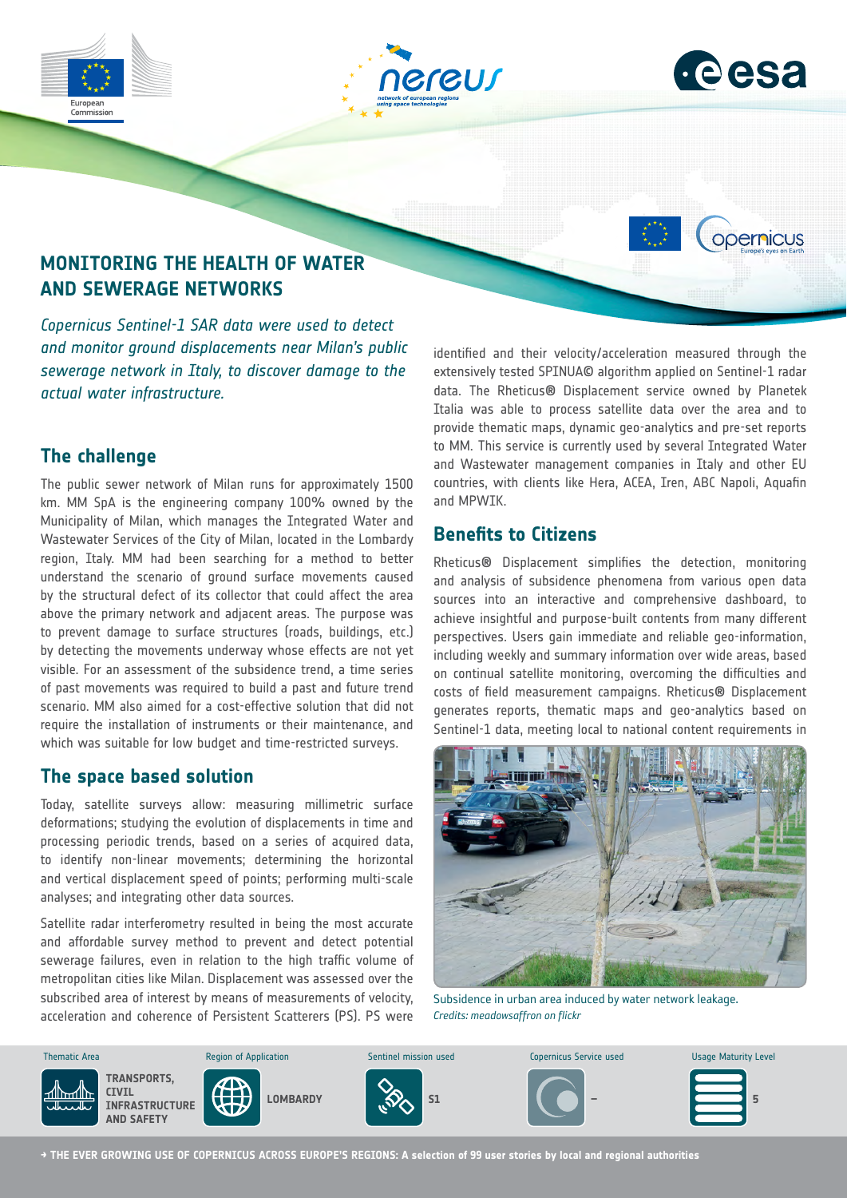# MONITORING THE HEALTH OF WATER AND SEWERAGE NETWORKS

*Copernicus Sentinel-1 SAR data were used to detect and monitor ground displacements near Milan's public sewerage network in Italy, to discover damage to the actual water infrastructure.*

## The challenge

The public sewer network of Milan runs for approximately 1500 km. MM SpA is the engineering company 100% owned by the Municipality of Milan, which manages the Integrated Water and Wastewater Services of the City of Milan, located in the Lombardy region, Italy. MM had been searching for a method to better understand the scenario of ground surface movements caused by the structural defect of its collector that could affect the area above the primary network and adjacent areas. The purpose was to prevent damage to surface structures (roads, buildings, etc.) by detecting the movements underway whose effects are not yet visible. For an assessment of the subsidence trend, a time series of past movements was required to build a past and future trend scenario. MM also aimed for a cost-effective solution that did not require the installation of instruments or their maintenance, and which was suitable for low budget and time-restricted surveys.

## The space based solution

Today, satellite surveys allow: measuring millimetric surface deformations; studying the evolution of displacements in time and processing periodic trends, based on a series of acquired data, to identify non-linear movements; determining the horizontal and vertical displacement speed of points; performing multi-scale analyses; and integrating other data sources.

Satellite radar interferometry resulted in being the most accurate and affordable survey method to prevent and detect potential sewerage failures, even in relation to the high traffic volume of metropolitan cities like Milan. Displacement was assessed over the subscribed area of interest by means of measurements of velocity, acceleration and coherence of Persistent Scatterers (PS). PS were identified and their velocity/acceleration measured through the extensively tested SPINUA© algorithm applied on Sentinel-1 radar data. The Rheticus® Displacement service owned by Planetek Italia was able to process satellite data over the area and to provide thematic maps, dynamic geo-analytics and pre-set reports to MM. This service is currently used by several Integrated Water and Wastewater management companies in Italy and other EU countries, with clients like Hera, ACEA, Iren, ABC Napoli, Aquafin and MPWIK.

## Benefits to Citizens

Rheticus® Displacement simplifies the detection, monitoring and analysis of subsidence phenomena from various open data sources into an interactive and comprehensive dashboard, to achieve insightful and purpose-built contents from many different perspectives. Users gain immediate and reliable geo-information, including weekly and summary information over wide areas, based on continual satellite monitoring, overcoming the difficulties and costs of field measurement campaigns. Rheticus® Displacement generates reports, thematic maps and geo-analytics based on Sentinel-1 data, meeting local to national content requirements in

Subsidence in urban area induced by water network leakage.
*Credits: meadowsaffron on flickr*

| Thematic Area | Region of Application | Sentinel mission used | Copernicus Service used | Usage Maturity Level |
|---|---|---|---|---|
| TRANSPORTS, CIVIL INFRASTRUCTURE AND SAFETY | LOMBARDY | S1 | – | 5 |

→ THE EVER GROWING USE OF COPERNICUS ACROSS EUROPE'S REGIONS: A selection of 99 user stories by local and regional authorities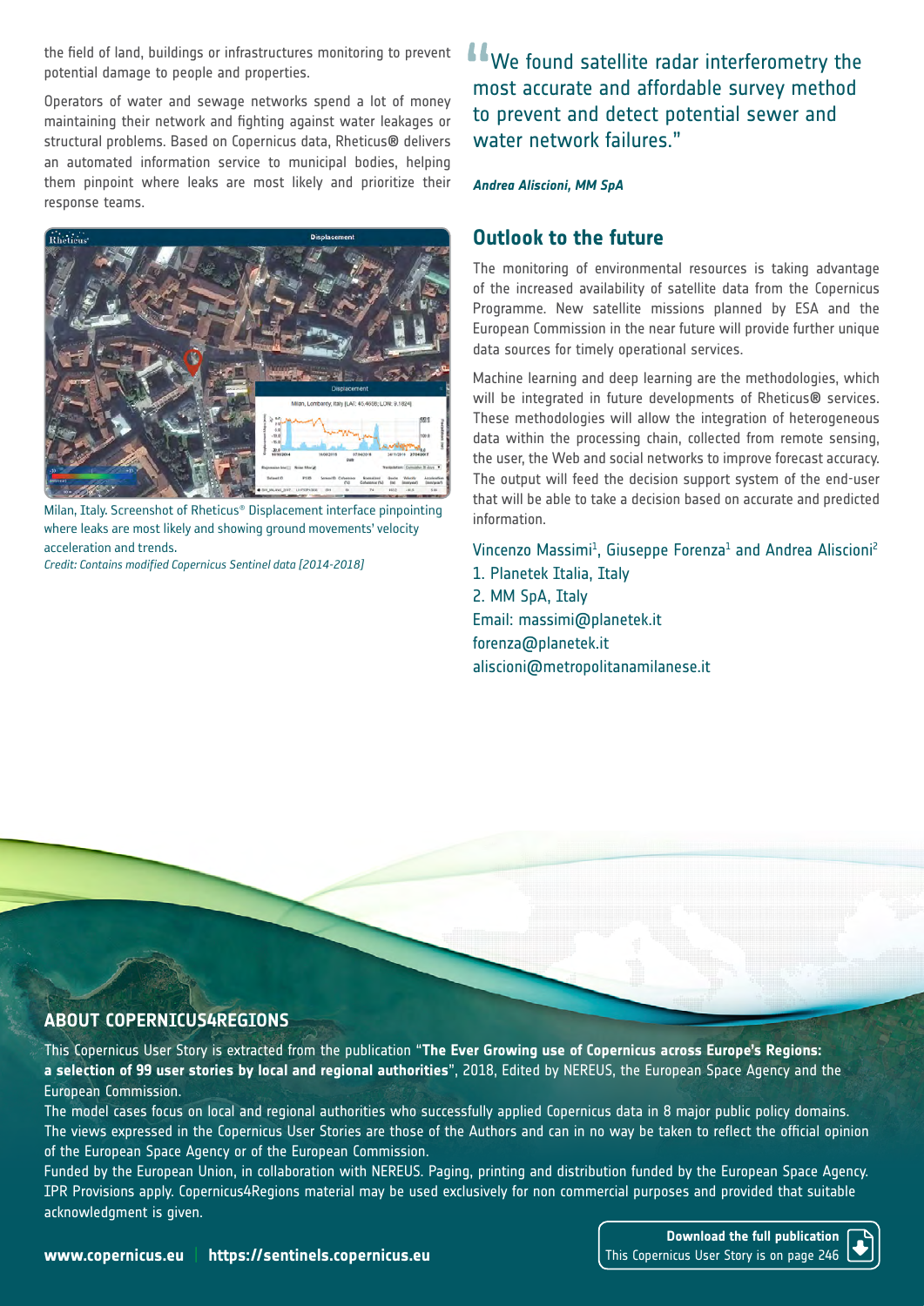the field of land, buildings or infrastructures monitoring to prevent potential damage to people and properties.

Operators of water and sewage networks spend a lot of money maintaining their network and fighting against water leakages or structural problems. Based on Copernicus data, Rheticus® delivers an automated information service to municipal bodies, helping them pinpoint where leaks are most likely and prioritize their response teams.

Milan, Italy. Screenshot of Rheticus® Displacement interface pinpointing where leaks are most likely and showing ground movements' velocity acceleration and trends.
*Credit: Contains modified Copernicus Sentinel data [2014-2018]*

> "We found satellite radar interferometry the most accurate and affordable survey method to prevent and detect potential sewer and water network failures."

***Andrea Aliscioni, MM SpA***

## Outlook to the future

The monitoring of environmental resources is taking advantage of the increased availability of satellite data from the Copernicus Programme. New satellite missions planned by ESA and the European Commission in the near future will provide further unique data sources for timely operational services.

Machine learning and deep learning are the methodologies, which will be integrated in future developments of Rheticus® services. These methodologies will allow the integration of heterogeneous data within the processing chain, collected from remote sensing, the user, the Web and social networks to improve forecast accuracy. The output will feed the decision support system of the end-user that will be able to take a decision based on accurate and predicted information.

Vincenzo Massimi[1], Giuseppe Forenza[1] and Andrea Aliscioni[2]
1. Planetek Italia, Italy
2. MM SpA, Italy
Email: massimi@planetek.it
forenza@planetek.it
aliscioni@metropolitanamilanese.it

## ABOUT COPERNICUS4REGIONS

This Copernicus User Story is extracted from the publication "**The Ever Growing use of Copernicus across Europe's Regions: a selection of 99 user stories by local and regional authorities**", 2018, Edited by NEREUS, the European Space Agency and the European Commission.
The model cases focus on local and regional authorities who successfully applied Copernicus data in 8 major public policy domains. The views expressed in the Copernicus User Stories are those of the Authors and can in no way be taken to reflect the official opinion of the European Space Agency or of the European Commission.
Funded by the European Union, in collaboration with NEREUS. Paging, printing and distribution funded by the European Space Agency. IPR Provisions apply. Copernicus4Regions material may be used exclusively for non commercial purposes and provided that suitable acknowledgment is given.

**www.copernicus.eu** | **https://sentinels.copernicus.eu**

**Download the full publication**
This Copernicus User Story is on page 246